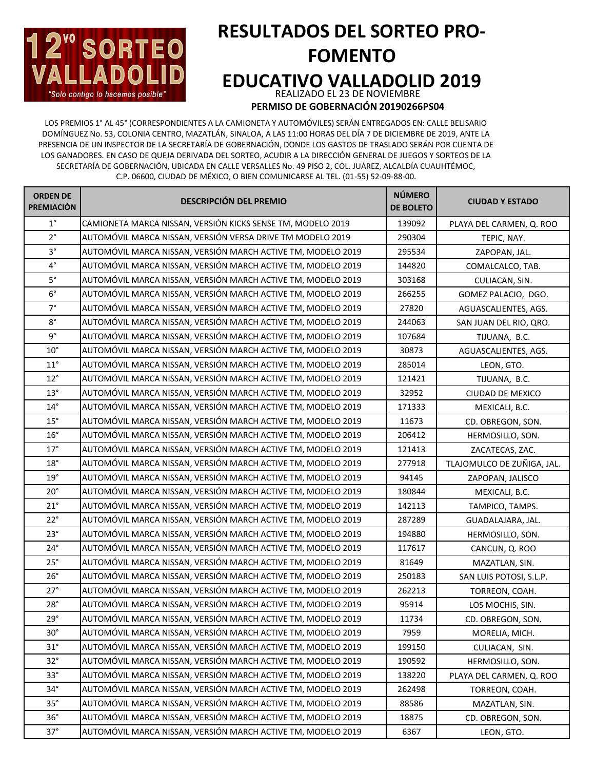12vo SORTEO VALLADOLID
"Solo contigo lo hacemos posible"

# RESULTADOS DEL SORTEO PRO-FOMENTO EDUCATIVO VALLADOLID 2019

REALIZADO EL 23 DE NOVIEMBRE

**PERMISO DE GOBERNACIÓN 20190266PS04**

LOS PREMIOS 1° AL 45° (CORRESPONDIENTES A LA CAMIONETA Y AUTOMÓVILES) SERÁN ENTREGADOS EN: CALLE BELISARIO DOMÍNGUEZ No. 53, COLONIA CENTRO, MAZATLÁN, SINALOA, A LAS 11:00 HORAS DEL DÍA 7 DE DICIEMBRE DE 2019, ANTE LA PRESENCIA DE UN INSPECTOR DE LA SECRETARÍA DE GOBERNACIÓN, DONDE LOS GASTOS DE TRASLADO SERÁN POR CUENTA DE LOS GANADORES. EN CASO DE QUEJA DERIVADA DEL SORTEO, ACUDIR A LA DIRECCIÓN GENERAL DE JUEGOS Y SORTEOS DE LA SECRETARÍA DE GOBERNACIÓN, UBICADA EN CALLE VERSALLES No. 49 PISO 2, COL. JUÁREZ, ALCALDÍA CUAUHTÉMOC, C.P. 06600, CIUDAD DE MÉXICO, O BIEN COMUNICARSE AL TEL. (01-55) 52-09-88-00.

| ORDEN DE PREMIACIÓN | DESCRIPCIÓN DEL PREMIO | NÚMERO DE BOLETO | CIUDAD Y ESTADO |
|---|---|---|---|
| 1° | CAMIONETA MARCA NISSAN, VERSIÓN KICKS SENSE TM, MODELO 2019 | 139092 | PLAYA DEL CARMEN, Q. ROO |
| 2° | AUTOMÓVIL MARCA NISSAN, VERSIÓN VERSA DRIVE TM MODELO 2019 | 290304 | TEPIC, NAY. |
| 3° | AUTOMÓVIL MARCA NISSAN, VERSIÓN MARCH ACTIVE TM, MODELO 2019 | 295534 | ZAPOPAN, JAL. |
| 4° | AUTOMÓVIL MARCA NISSAN, VERSIÓN MARCH ACTIVE TM, MODELO 2019 | 144820 | COMALCALCO, TAB. |
| 5° | AUTOMÓVIL MARCA NISSAN, VERSIÓN MARCH ACTIVE TM, MODELO 2019 | 303168 | CULIACAN, SIN. |
| 6° | AUTOMÓVIL MARCA NISSAN, VERSIÓN MARCH ACTIVE TM, MODELO 2019 | 266255 | GOMEZ PALACIO, DGO. |
| 7° | AUTOMÓVIL MARCA NISSAN, VERSIÓN MARCH ACTIVE TM, MODELO 2019 | 27820 | AGUASCALIENTES, AGS. |
| 8° | AUTOMÓVIL MARCA NISSAN, VERSIÓN MARCH ACTIVE TM, MODELO 2019 | 244063 | SAN JUAN DEL RIO, QRO. |
| 9° | AUTOMÓVIL MARCA NISSAN, VERSIÓN MARCH ACTIVE TM, MODELO 2019 | 107684 | TIJUANA, B.C. |
| 10° | AUTOMÓVIL MARCA NISSAN, VERSIÓN MARCH ACTIVE TM, MODELO 2019 | 30873 | AGUASCALIENTES, AGS. |
| 11° | AUTOMÓVIL MARCA NISSAN, VERSIÓN MARCH ACTIVE TM, MODELO 2019 | 285014 | LEON, GTO. |
| 12° | AUTOMÓVIL MARCA NISSAN, VERSIÓN MARCH ACTIVE TM, MODELO 2019 | 121421 | TIJUANA, B.C. |
| 13° | AUTOMÓVIL MARCA NISSAN, VERSIÓN MARCH ACTIVE TM, MODELO 2019 | 32952 | CIUDAD DE MEXICO |
| 14° | AUTOMÓVIL MARCA NISSAN, VERSIÓN MARCH ACTIVE TM, MODELO 2019 | 171333 | MEXICALI, B.C. |
| 15° | AUTOMÓVIL MARCA NISSAN, VERSIÓN MARCH ACTIVE TM, MODELO 2019 | 11673 | CD. OBREGON, SON. |
| 16° | AUTOMÓVIL MARCA NISSAN, VERSIÓN MARCH ACTIVE TM, MODELO 2019 | 206412 | HERMOSILLO, SON. |
| 17° | AUTOMÓVIL MARCA NISSAN, VERSIÓN MARCH ACTIVE TM, MODELO 2019 | 121413 | ZACATECAS, ZAC. |
| 18° | AUTOMÓVIL MARCA NISSAN, VERSIÓN MARCH ACTIVE TM, MODELO 2019 | 277918 | TLAJOMULCO DE ZUÑIGA, JAL. |
| 19° | AUTOMÓVIL MARCA NISSAN, VERSIÓN MARCH ACTIVE TM, MODELO 2019 | 94145 | ZAPOPAN, JALISCO |
| 20° | AUTOMÓVIL MARCA NISSAN, VERSIÓN MARCH ACTIVE TM, MODELO 2019 | 180844 | MEXICALI, B.C. |
| 21° | AUTOMÓVIL MARCA NISSAN, VERSIÓN MARCH ACTIVE TM, MODELO 2019 | 142113 | TAMPICO, TAMPS. |
| 22° | AUTOMÓVIL MARCA NISSAN, VERSIÓN MARCH ACTIVE TM, MODELO 2019 | 287289 | GUADALAJARA, JAL. |
| 23° | AUTOMÓVIL MARCA NISSAN, VERSIÓN MARCH ACTIVE TM, MODELO 2019 | 194880 | HERMOSILLO, SON. |
| 24° | AUTOMÓVIL MARCA NISSAN, VERSIÓN MARCH ACTIVE TM, MODELO 2019 | 117617 | CANCUN, Q. ROO |
| 25° | AUTOMÓVIL MARCA NISSAN, VERSIÓN MARCH ACTIVE TM, MODELO 2019 | 81649 | MAZATLAN, SIN. |
| 26° | AUTOMÓVIL MARCA NISSAN, VERSIÓN MARCH ACTIVE TM, MODELO 2019 | 250183 | SAN LUIS POTOSI, S.L.P. |
| 27° | AUTOMÓVIL MARCA NISSAN, VERSIÓN MARCH ACTIVE TM, MODELO 2019 | 262213 | TORREON, COAH. |
| 28° | AUTOMÓVIL MARCA NISSAN, VERSIÓN MARCH ACTIVE TM, MODELO 2019 | 95914 | LOS MOCHIS, SIN. |
| 29° | AUTOMÓVIL MARCA NISSAN, VERSIÓN MARCH ACTIVE TM, MODELO 2019 | 11734 | CD. OBREGON, SON. |
| 30° | AUTOMÓVIL MARCA NISSAN, VERSIÓN MARCH ACTIVE TM, MODELO 2019 | 7959 | MORELIA, MICH. |
| 31° | AUTOMÓVIL MARCA NISSAN, VERSIÓN MARCH ACTIVE TM, MODELO 2019 | 199150 | CULIACAN, SIN. |
| 32° | AUTOMÓVIL MARCA NISSAN, VERSIÓN MARCH ACTIVE TM, MODELO 2019 | 190592 | HERMOSILLO, SON. |
| 33° | AUTOMÓVIL MARCA NISSAN, VERSIÓN MARCH ACTIVE TM, MODELO 2019 | 138220 | PLAYA DEL CARMEN, Q. ROO |
| 34° | AUTOMÓVIL MARCA NISSAN, VERSIÓN MARCH ACTIVE TM, MODELO 2019 | 262498 | TORREON, COAH. |
| 35° | AUTOMÓVIL MARCA NISSAN, VERSIÓN MARCH ACTIVE TM, MODELO 2019 | 88586 | MAZATLAN, SIN. |
| 36° | AUTOMÓVIL MARCA NISSAN, VERSIÓN MARCH ACTIVE TM, MODELO 2019 | 18875 | CD. OBREGON, SON. |
| 37° | AUTOMÓVIL MARCA NISSAN, VERSIÓN MARCH ACTIVE TM, MODELO 2019 | 6367 | LEON, GTO. |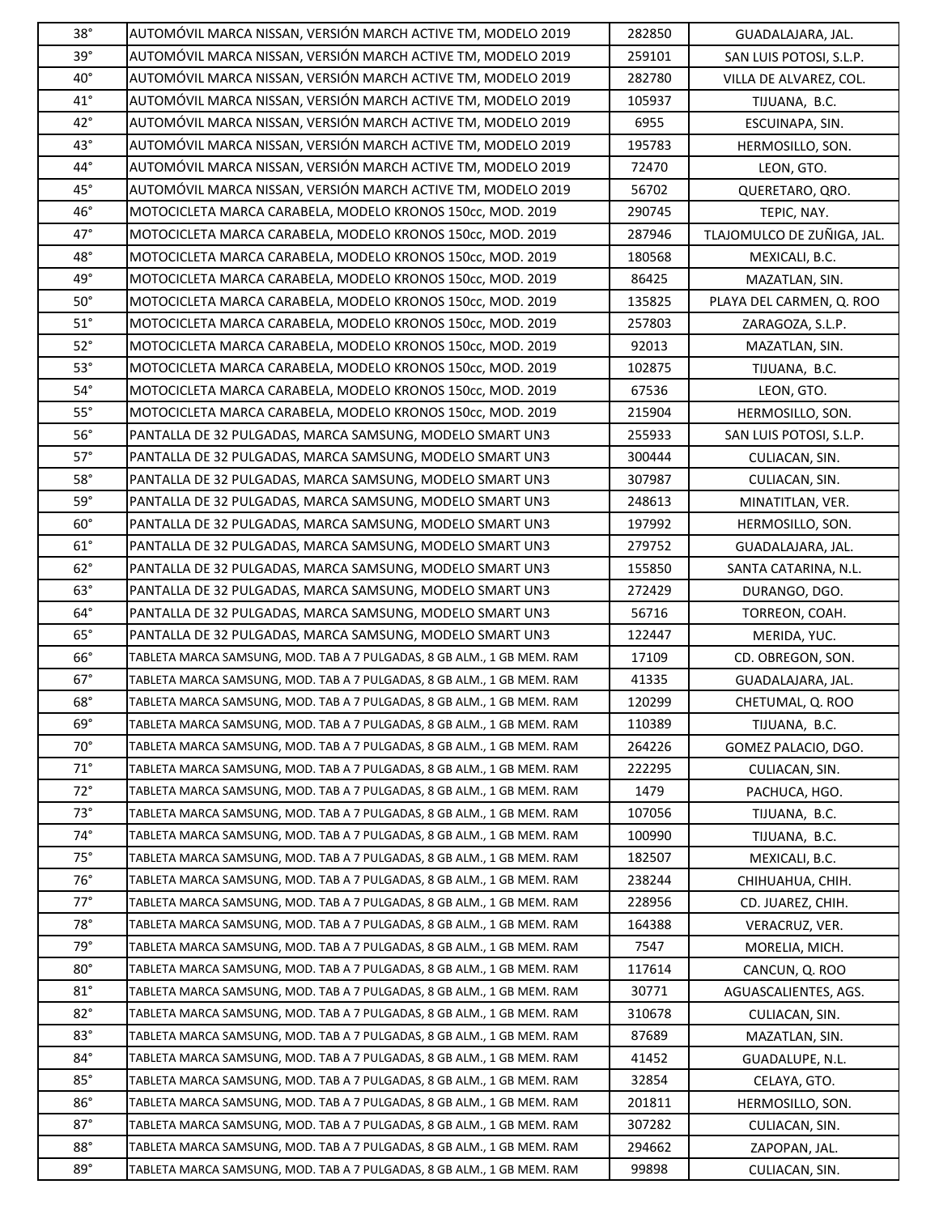| 38° | AUTOMÓVIL MARCA NISSAN, VERSIÓN MARCH ACTIVE TM, MODELO 2019 | 282850 | GUADALAJARA, JAL. |
|---|---|---|---|
| 39° | AUTOMÓVIL MARCA NISSAN, VERSIÓN MARCH ACTIVE TM, MODELO 2019 | 259101 | SAN LUIS POTOSI, S.L.P. |
| 40° | AUTOMÓVIL MARCA NISSAN, VERSIÓN MARCH ACTIVE TM, MODELO 2019 | 282780 | VILLA DE ALVAREZ, COL. |
| 41° | AUTOMÓVIL MARCA NISSAN, VERSIÓN MARCH ACTIVE TM, MODELO 2019 | 105937 | TIJUANA, B.C. |
| 42° | AUTOMÓVIL MARCA NISSAN, VERSIÓN MARCH ACTIVE TM, MODELO 2019 | 6955 | ESCUINAPA, SIN. |
| 43° | AUTOMÓVIL MARCA NISSAN, VERSIÓN MARCH ACTIVE TM, MODELO 2019 | 195783 | HERMOSILLO, SON. |
| 44° | AUTOMÓVIL MARCA NISSAN, VERSIÓN MARCH ACTIVE TM, MODELO 2019 | 72470 | LEON, GTO. |
| 45° | AUTOMÓVIL MARCA NISSAN, VERSIÓN MARCH ACTIVE TM, MODELO 2019 | 56702 | QUERETARO, QRO. |
| 46° | MOTOCICLETA MARCA CARABELA, MODELO KRONOS 150cc, MOD. 2019 | 290745 | TEPIC, NAY. |
| 47° | MOTOCICLETA MARCA CARABELA, MODELO KRONOS 150cc, MOD. 2019 | 287946 | TLAJOMULCO DE ZUÑIGA, JAL. |
| 48° | MOTOCICLETA MARCA CARABELA, MODELO KRONOS 150cc, MOD. 2019 | 180568 | MEXICALI, B.C. |
| 49° | MOTOCICLETA MARCA CARABELA, MODELO KRONOS 150cc, MOD. 2019 | 86425 | MAZATLAN, SIN. |
| 50° | MOTOCICLETA MARCA CARABELA, MODELO KRONOS 150cc, MOD. 2019 | 135825 | PLAYA DEL CARMEN, Q. ROO |
| 51° | MOTOCICLETA MARCA CARABELA, MODELO KRONOS 150cc, MOD. 2019 | 257803 | ZARAGOZA, S.L.P. |
| 52° | MOTOCICLETA MARCA CARABELA, MODELO KRONOS 150cc, MOD. 2019 | 92013 | MAZATLAN, SIN. |
| 53° | MOTOCICLETA MARCA CARABELA, MODELO KRONOS 150cc, MOD. 2019 | 102875 | TIJUANA, B.C. |
| 54° | MOTOCICLETA MARCA CARABELA, MODELO KRONOS 150cc, MOD. 2019 | 67536 | LEON, GTO. |
| 55° | MOTOCICLETA MARCA CARABELA, MODELO KRONOS 150cc, MOD. 2019 | 215904 | HERMOSILLO, SON. |
| 56° | PANTALLA DE 32 PULGADAS, MARCA SAMSUNG, MODELO SMART UN3 | 255933 | SAN LUIS POTOSI, S.L.P. |
| 57° | PANTALLA DE 32 PULGADAS, MARCA SAMSUNG, MODELO SMART UN3 | 300444 | CULIACAN, SIN. |
| 58° | PANTALLA DE 32 PULGADAS, MARCA SAMSUNG, MODELO SMART UN3 | 307987 | CULIACAN, SIN. |
| 59° | PANTALLA DE 32 PULGADAS, MARCA SAMSUNG, MODELO SMART UN3 | 248613 | MINATITLAN, VER. |
| 60° | PANTALLA DE 32 PULGADAS, MARCA SAMSUNG, MODELO SMART UN3 | 197992 | HERMOSILLO, SON. |
| 61° | PANTALLA DE 32 PULGADAS, MARCA SAMSUNG, MODELO SMART UN3 | 279752 | GUADALAJARA, JAL. |
| 62° | PANTALLA DE 32 PULGADAS, MARCA SAMSUNG, MODELO SMART UN3 | 155850 | SANTA CATARINA, N.L. |
| 63° | PANTALLA DE 32 PULGADAS, MARCA SAMSUNG, MODELO SMART UN3 | 272429 | DURANGO, DGO. |
| 64° | PANTALLA DE 32 PULGADAS, MARCA SAMSUNG, MODELO SMART UN3 | 56716 | TORREON, COAH. |
| 65° | PANTALLA DE 32 PULGADAS, MARCA SAMSUNG, MODELO SMART UN3 | 122447 | MERIDA, YUC. |
| 66° | TABLETA MARCA SAMSUNG, MOD. TAB A 7 PULGADAS, 8 GB ALM., 1 GB MEM. RAM | 17109 | CD. OBREGON, SON. |
| 67° | TABLETA MARCA SAMSUNG, MOD. TAB A 7 PULGADAS, 8 GB ALM., 1 GB MEM. RAM | 41335 | GUADALAJARA, JAL. |
| 68° | TABLETA MARCA SAMSUNG, MOD. TAB A 7 PULGADAS, 8 GB ALM., 1 GB MEM. RAM | 120299 | CHETUMAL, Q. ROO |
| 69° | TABLETA MARCA SAMSUNG, MOD. TAB A 7 PULGADAS, 8 GB ALM., 1 GB MEM. RAM | 110389 | TIJUANA, B.C. |
| 70° | TABLETA MARCA SAMSUNG, MOD. TAB A 7 PULGADAS, 8 GB ALM., 1 GB MEM. RAM | 264226 | GOMEZ PALACIO, DGO. |
| 71° | TABLETA MARCA SAMSUNG, MOD. TAB A 7 PULGADAS, 8 GB ALM., 1 GB MEM. RAM | 222295 | CULIACAN, SIN. |
| 72° | TABLETA MARCA SAMSUNG, MOD. TAB A 7 PULGADAS, 8 GB ALM., 1 GB MEM. RAM | 1479 | PACHUCA, HGO. |
| 73° | TABLETA MARCA SAMSUNG, MOD. TAB A 7 PULGADAS, 8 GB ALM., 1 GB MEM. RAM | 107056 | TIJUANA, B.C. |
| 74° | TABLETA MARCA SAMSUNG, MOD. TAB A 7 PULGADAS, 8 GB ALM., 1 GB MEM. RAM | 100990 | TIJUANA, B.C. |
| 75° | TABLETA MARCA SAMSUNG, MOD. TAB A 7 PULGADAS, 8 GB ALM., 1 GB MEM. RAM | 182507 | MEXICALI, B.C. |
| 76° | TABLETA MARCA SAMSUNG, MOD. TAB A 7 PULGADAS, 8 GB ALM., 1 GB MEM. RAM | 238244 | CHIHUAHUA, CHIH. |
| 77° | TABLETA MARCA SAMSUNG, MOD. TAB A 7 PULGADAS, 8 GB ALM., 1 GB MEM. RAM | 228956 | CD. JUAREZ, CHIH. |
| 78° | TABLETA MARCA SAMSUNG, MOD. TAB A 7 PULGADAS, 8 GB ALM., 1 GB MEM. RAM | 164388 | VERACRUZ, VER. |
| 79° | TABLETA MARCA SAMSUNG, MOD. TAB A 7 PULGADAS, 8 GB ALM., 1 GB MEM. RAM | 7547 | MORELIA, MICH. |
| 80° | TABLETA MARCA SAMSUNG, MOD. TAB A 7 PULGADAS, 8 GB ALM., 1 GB MEM. RAM | 117614 | CANCUN, Q. ROO |
| 81° | TABLETA MARCA SAMSUNG, MOD. TAB A 7 PULGADAS, 8 GB ALM., 1 GB MEM. RAM | 30771 | AGUASCALIENTES, AGS. |
| 82° | TABLETA MARCA SAMSUNG, MOD. TAB A 7 PULGADAS, 8 GB ALM., 1 GB MEM. RAM | 310678 | CULIACAN, SIN. |
| 83° | TABLETA MARCA SAMSUNG, MOD. TAB A 7 PULGADAS, 8 GB ALM., 1 GB MEM. RAM | 87689 | MAZATLAN, SIN. |
| 84° | TABLETA MARCA SAMSUNG, MOD. TAB A 7 PULGADAS, 8 GB ALM., 1 GB MEM. RAM | 41452 | GUADALUPE, N.L. |
| 85° | TABLETA MARCA SAMSUNG, MOD. TAB A 7 PULGADAS, 8 GB ALM., 1 GB MEM. RAM | 32854 | CELAYA, GTO. |
| 86° | TABLETA MARCA SAMSUNG, MOD. TAB A 7 PULGADAS, 8 GB ALM., 1 GB MEM. RAM | 201811 | HERMOSILLO, SON. |
| 87° | TABLETA MARCA SAMSUNG, MOD. TAB A 7 PULGADAS, 8 GB ALM., 1 GB MEM. RAM | 307282 | CULIACAN, SIN. |
| 88° | TABLETA MARCA SAMSUNG, MOD. TAB A 7 PULGADAS, 8 GB ALM., 1 GB MEM. RAM | 294662 | ZAPOPAN, JAL. |
| 89° | TABLETA MARCA SAMSUNG, MOD. TAB A 7 PULGADAS, 8 GB ALM., 1 GB MEM. RAM | 99898 | CULIACAN, SIN. |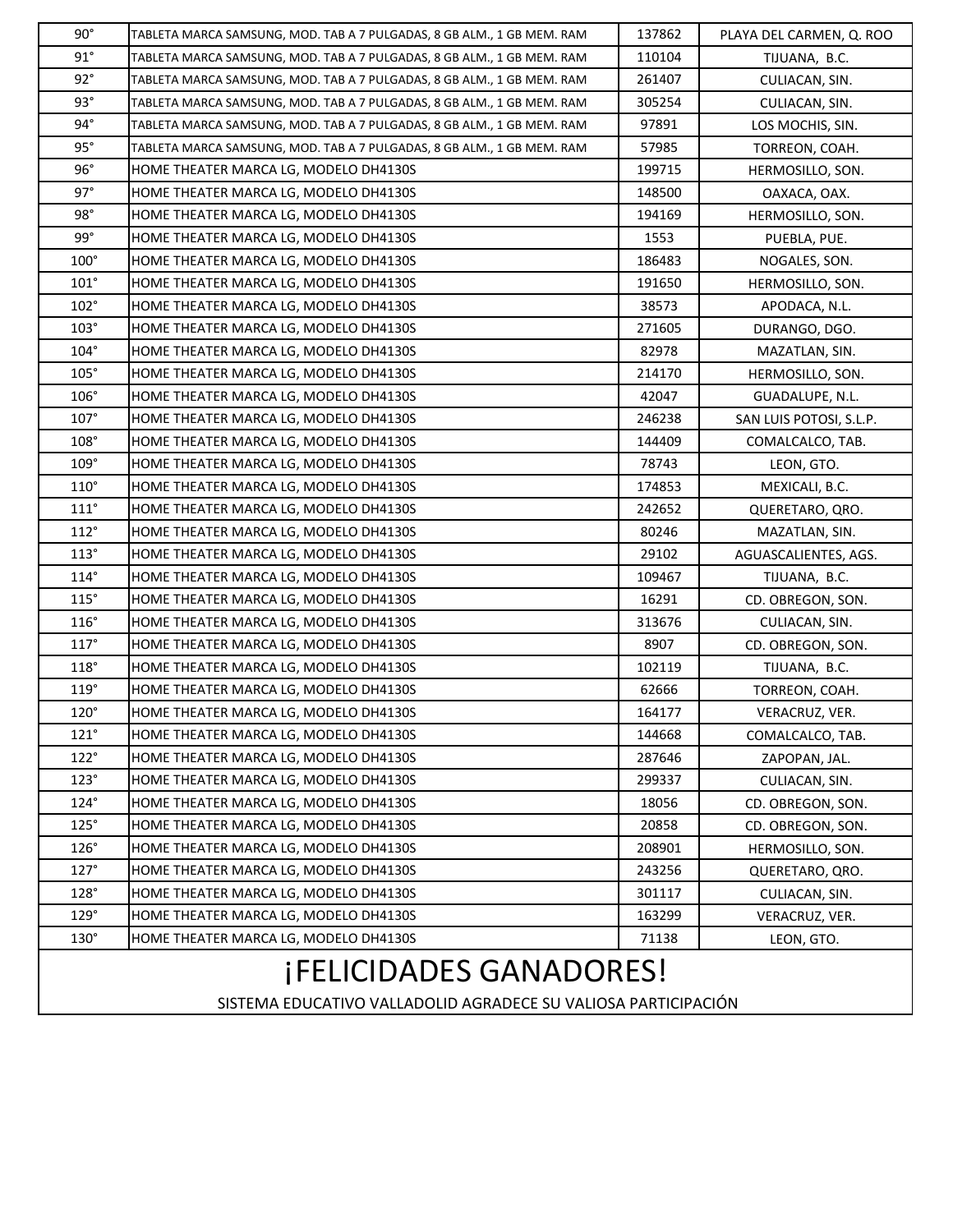| | | | |
|---|---|---|---|
| 90° | TABLETA MARCA SAMSUNG, MOD. TAB A 7 PULGADAS, 8 GB ALM., 1 GB MEM. RAM | 137862 | PLAYA DEL CARMEN, Q. ROO |
| 91° | TABLETA MARCA SAMSUNG, MOD. TAB A 7 PULGADAS, 8 GB ALM., 1 GB MEM. RAM | 110104 | TIJUANA, B.C. |
| 92° | TABLETA MARCA SAMSUNG, MOD. TAB A 7 PULGADAS, 8 GB ALM., 1 GB MEM. RAM | 261407 | CULIACAN, SIN. |
| 93° | TABLETA MARCA SAMSUNG, MOD. TAB A 7 PULGADAS, 8 GB ALM., 1 GB MEM. RAM | 305254 | CULIACAN, SIN. |
| 94° | TABLETA MARCA SAMSUNG, MOD. TAB A 7 PULGADAS, 8 GB ALM., 1 GB MEM. RAM | 97891 | LOS MOCHIS, SIN. |
| 95° | TABLETA MARCA SAMSUNG, MOD. TAB A 7 PULGADAS, 8 GB ALM., 1 GB MEM. RAM | 57985 | TORREON, COAH. |
| 96° | HOME THEATER MARCA LG, MODELO DH4130S | 199715 | HERMOSILLO, SON. |
| 97° | HOME THEATER MARCA LG, MODELO DH4130S | 148500 | OAXACA, OAX. |
| 98° | HOME THEATER MARCA LG, MODELO DH4130S | 194169 | HERMOSILLO, SON. |
| 99° | HOME THEATER MARCA LG, MODELO DH4130S | 1553 | PUEBLA, PUE. |
| 100° | HOME THEATER MARCA LG, MODELO DH4130S | 186483 | NOGALES, SON. |
| 101° | HOME THEATER MARCA LG, MODELO DH4130S | 191650 | HERMOSILLO, SON. |
| 102° | HOME THEATER MARCA LG, MODELO DH4130S | 38573 | APODACA, N.L. |
| 103° | HOME THEATER MARCA LG, MODELO DH4130S | 271605 | DURANGO, DGO. |
| 104° | HOME THEATER MARCA LG, MODELO DH4130S | 82978 | MAZATLAN, SIN. |
| 105° | HOME THEATER MARCA LG, MODELO DH4130S | 214170 | HERMOSILLO, SON. |
| 106° | HOME THEATER MARCA LG, MODELO DH4130S | 42047 | GUADALUPE, N.L. |
| 107° | HOME THEATER MARCA LG, MODELO DH4130S | 246238 | SAN LUIS POTOSI, S.L.P. |
| 108° | HOME THEATER MARCA LG, MODELO DH4130S | 144409 | COMALCALCO, TAB. |
| 109° | HOME THEATER MARCA LG, MODELO DH4130S | 78743 | LEON, GTO. |
| 110° | HOME THEATER MARCA LG, MODELO DH4130S | 174853 | MEXICALI, B.C. |
| 111° | HOME THEATER MARCA LG, MODELO DH4130S | 242652 | QUERETARO, QRO. |
| 112° | HOME THEATER MARCA LG, MODELO DH4130S | 80246 | MAZATLAN, SIN. |
| 113° | HOME THEATER MARCA LG, MODELO DH4130S | 29102 | AGUASCALIENTES, AGS. |
| 114° | HOME THEATER MARCA LG, MODELO DH4130S | 109467 | TIJUANA, B.C. |
| 115° | HOME THEATER MARCA LG, MODELO DH4130S | 16291 | CD. OBREGON, SON. |
| 116° | HOME THEATER MARCA LG, MODELO DH4130S | 313676 | CULIACAN, SIN. |
| 117° | HOME THEATER MARCA LG, MODELO DH4130S | 8907 | CD. OBREGON, SON. |
| 118° | HOME THEATER MARCA LG, MODELO DH4130S | 102119 | TIJUANA, B.C. |
| 119° | HOME THEATER MARCA LG, MODELO DH4130S | 62666 | TORREON, COAH. |
| 120° | HOME THEATER MARCA LG, MODELO DH4130S | 164177 | VERACRUZ, VER. |
| 121° | HOME THEATER MARCA LG, MODELO DH4130S | 144668 | COMALCALCO, TAB. |
| 122° | HOME THEATER MARCA LG, MODELO DH4130S | 287646 | ZAPOPAN, JAL. |
| 123° | HOME THEATER MARCA LG, MODELO DH4130S | 299337 | CULIACAN, SIN. |
| 124° | HOME THEATER MARCA LG, MODELO DH4130S | 18056 | CD. OBREGON, SON. |
| 125° | HOME THEATER MARCA LG, MODELO DH4130S | 20858 | CD. OBREGON, SON. |
| 126° | HOME THEATER MARCA LG, MODELO DH4130S | 208901 | HERMOSILLO, SON. |
| 127° | HOME THEATER MARCA LG, MODELO DH4130S | 243256 | QUERETARO, QRO. |
| 128° | HOME THEATER MARCA LG, MODELO DH4130S | 301117 | CULIACAN, SIN. |
| 129° | HOME THEATER MARCA LG, MODELO DH4130S | 163299 | VERACRUZ, VER. |
| 130° | HOME THEATER MARCA LG, MODELO DH4130S | 71138 | LEON, GTO. |

# ¡FELICIDADES GANADORES!

SISTEMA EDUCATIVO VALLADOLID AGRADECE SU VALIOSA PARTICIPACIÓN